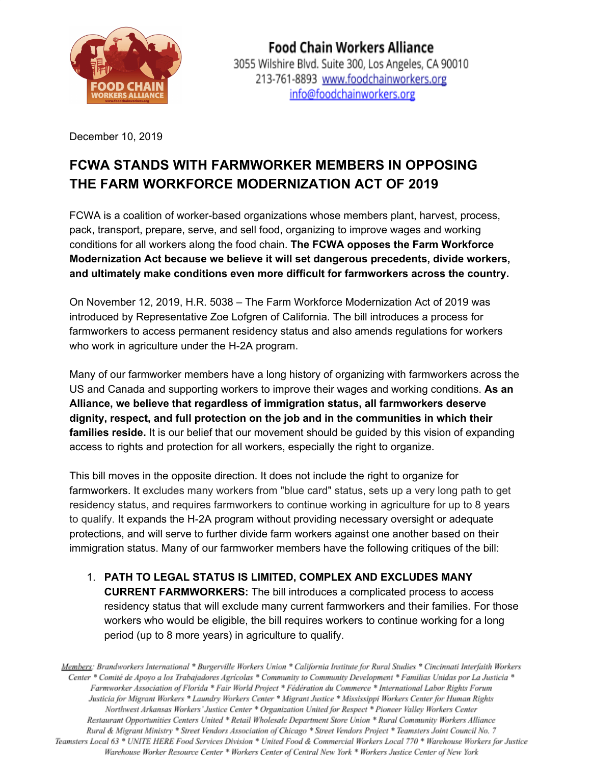Food Chain Workers Alliance
3055 Wilshire Blvd. Suite 300, Los Angeles, CA 90010
213-761-8893 www.foodchainworkers.org
info@foodchainworkers.org

December 10, 2019

# FCWA STANDS WITH FARMWORKER MEMBERS IN OPPOSING THE FARM WORKFORCE MODERNIZATION ACT OF 2019

FCWA is a coalition of worker-based organizations whose members plant, harvest, process, pack, transport, prepare, serve, and sell food, organizing to improve wages and working conditions for all workers along the food chain. **The FCWA opposes the Farm Workforce Modernization Act because we believe it will set dangerous precedents, divide workers, and ultimately make conditions even more difficult for farmworkers across the country.**

On November 12, 2019, H.R. 5038 – The Farm Workforce Modernization Act of 2019 was introduced by Representative Zoe Lofgren of California. The bill introduces a process for farmworkers to access permanent residency status and also amends regulations for workers who work in agriculture under the H-2A program.

Many of our farmworker members have a long history of organizing with farmworkers across the US and Canada and supporting workers to improve their wages and working conditions. **As an Alliance, we believe that regardless of immigration status, all farmworkers deserve dignity, respect, and full protection on the job and in the communities in which their families reside.** It is our belief that our movement should be guided by this vision of expanding access to rights and protection for all workers, especially the right to organize.

This bill moves in the opposite direction. It does not include the right to organize for farmworkers. It excludes many workers from "blue card" status, sets up a very long path to get residency status, and requires farmworkers to continue working in agriculture for up to 8 years to qualify. It expands the H-2A program without providing necessary oversight or adequate protections, and will serve to further divide farm workers against one another based on their immigration status. Many of our farmworker members have the following critiques of the bill:

1. **PATH TO LEGAL STATUS IS LIMITED, COMPLEX AND EXCLUDES MANY CURRENT FARMWORKERS:** The bill introduces a complicated process to access residency status that will exclude many current farmworkers and their families. For those workers who would be eligible, the bill requires workers to continue working for a long period (up to 8 more years) in agriculture to qualify.

*Members: Brandworkers International * Burgerville Workers Union * California Institute for Rural Studies * Cincinnati Interfaith Workers Center * Comité de Apoyo a los Trabajadores Agrícolas * Community to Community Development * Familias Unidas por La Justicia * Farmworker Association of Florida * Fair World Project * Fédération du Commerce * International Labor Rights Forum Justicia for Migrant Workers * Laundry Workers Center * Migrant Justice * Mississippi Workers Center for Human Rights Northwest Arkansas Workers' Justice Center * Organization United for Respect * Pioneer Valley Workers Center Restaurant Opportunities Centers United * Retail Wholesale Department Store Union * Rural Community Workers Alliance Rural & Migrant Ministry * Street Vendors Association of Chicago * Street Vendors Project * Teamsters Joint Council No. 7 Teamsters Local 63 * UNITE HERE Food Services Division * United Food & Commercial Workers Local 770 * Warehouse Workers for Justice Warehouse Worker Resource Center * Workers Center of Central New York * Workers Justice Center of New York*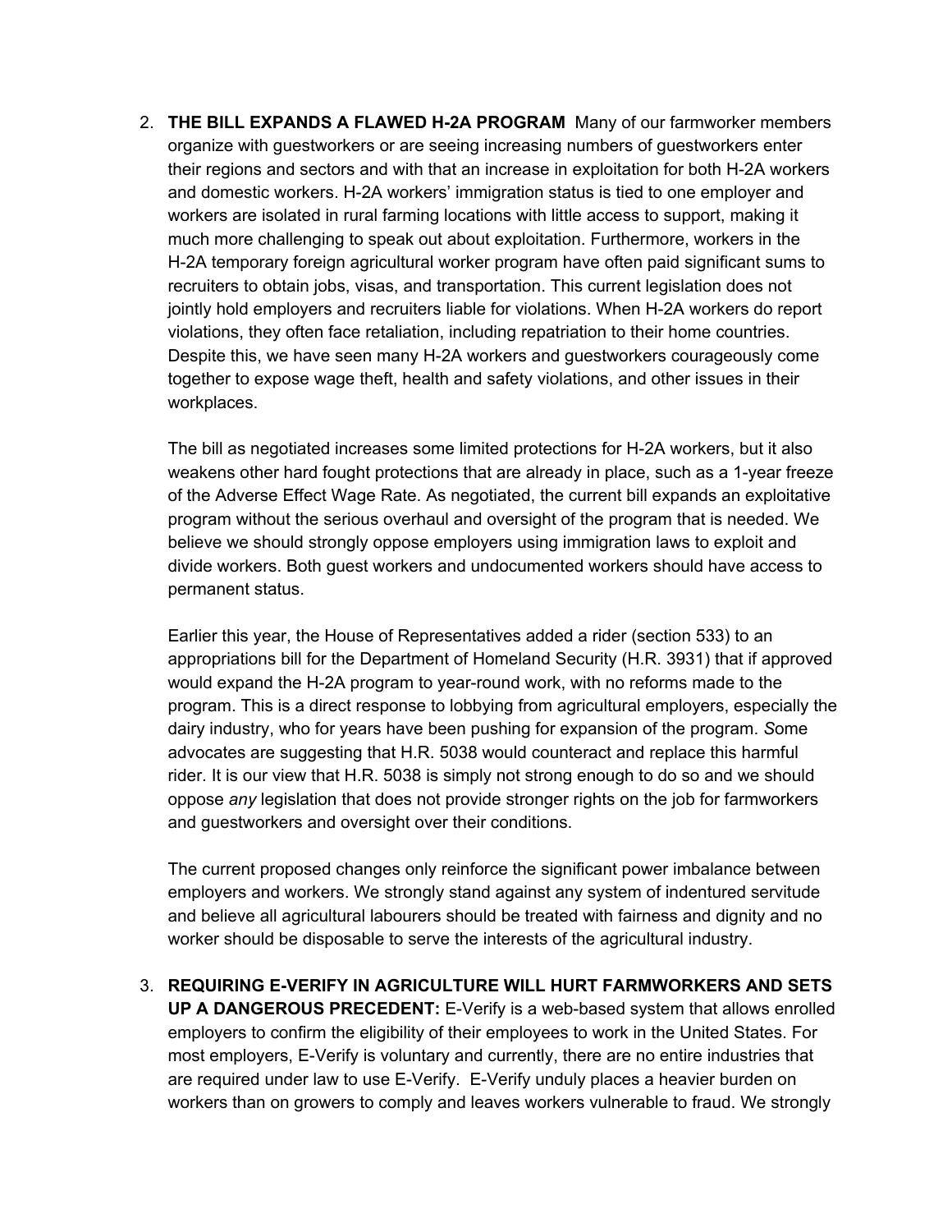2. **THE BILL EXPANDS A FLAWED H-2A PROGRAM** Many of our farmworker members organize with guestworkers or are seeing increasing numbers of guestworkers enter their regions and sectors and with that an increase in exploitation for both H-2A workers and domestic workers. H-2A workers' immigration status is tied to one employer and workers are isolated in rural farming locations with little access to support, making it much more challenging to speak out about exploitation. Furthermore, workers in the H-2A temporary foreign agricultural worker program have often paid significant sums to recruiters to obtain jobs, visas, and transportation. This current legislation does not jointly hold employers and recruiters liable for violations. When H-2A workers do report violations, they often face retaliation, including repatriation to their home countries. Despite this, we have seen many H-2A workers and guestworkers courageously come together to expose wage theft, health and safety violations, and other issues in their workplaces.

   The bill as negotiated increases some limited protections for H-2A workers, but it also weakens other hard fought protections that are already in place, such as a 1-year freeze of the Adverse Effect Wage Rate. As negotiated, the current bill expands an exploitative program without the serious overhaul and oversight of the program that is needed. We believe we should strongly oppose employers using immigration laws to exploit and divide workers. Both guest workers and undocumented workers should have access to permanent status.

   Earlier this year, the House of Representatives added a rider (section 533) to an appropriations bill for the Department of Homeland Security (H.R. 3931) that if approved would expand the H-2A program to year-round work, with no reforms made to the program. This is a direct response to lobbying from agricultural employers, especially the dairy industry, who for years have been pushing for expansion of the program. *S*ome advocates are suggesting that H.R. 5038 would counteract and replace this harmful rider. It is our view that H.R. 5038 is simply not strong enough to do so and we should oppose *any* legislation that does not provide stronger rights on the job for farmworkers and guestworkers and oversight over their conditions.

   The current proposed changes only reinforce the significant power imbalance between employers and workers. We strongly stand against any system of indentured servitude and believe all agricultural labourers should be treated with fairness and dignity and no worker should be disposable to serve the interests of the agricultural industry.

3. **REQUIRING E-VERIFY IN AGRICULTURE WILL HURT FARMWORKERS AND SETS UP A DANGEROUS PRECEDENT:** E-Verify is a web-based system that allows enrolled employers to confirm the eligibility of their employees to work in the United States. For most employers, E-Verify is voluntary and currently, there are no entire industries that are required under law to use E-Verify. E-Verify unduly places a heavier burden on workers than on growers to comply and leaves workers vulnerable to fraud. We strongly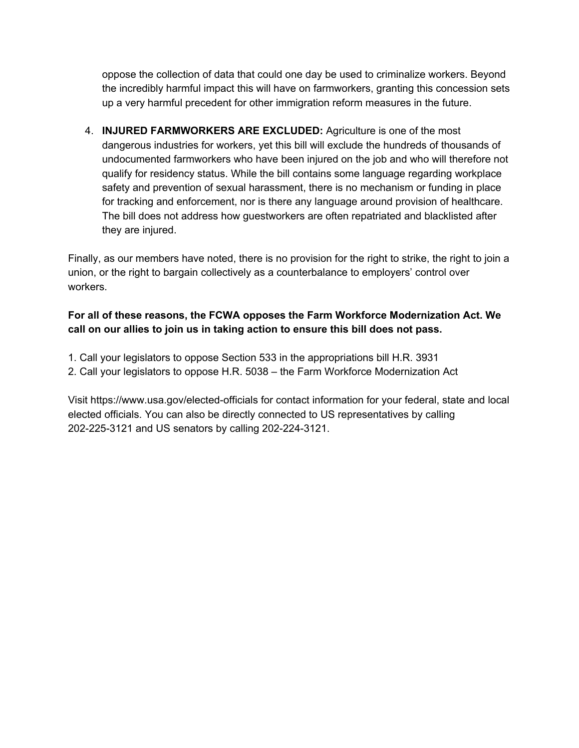oppose the collection of data that could one day be used to criminalize workers. Beyond the incredibly harmful impact this will have on farmworkers, granting this concession sets up a very harmful precedent for other immigration reform measures in the future.

4. **INJURED FARMWORKERS ARE EXCLUDED:** Agriculture is one of the most dangerous industries for workers, yet this bill will exclude the hundreds of thousands of undocumented farmworkers who have been injured on the job and who will therefore not qualify for residency status. While the bill contains some language regarding workplace safety and prevention of sexual harassment, there is no mechanism or funding in place for tracking and enforcement, nor is there any language around provision of healthcare. The bill does not address how guestworkers are often repatriated and blacklisted after they are injured.

Finally, as our members have noted, there is no provision for the right to strike, the right to join a union, or the right to bargain collectively as a counterbalance to employers' control over workers.

**For all of these reasons, the FCWA opposes the Farm Workforce Modernization Act. We call on our allies to join us in taking action to ensure this bill does not pass.**

1. Call your legislators to oppose Section 533 in the appropriations bill H.R. 3931
2. Call your legislators to oppose H.R. 5038 – the Farm Workforce Modernization Act

Visit https://www.usa.gov/elected-officials for contact information for your federal, state and local elected officials. You can also be directly connected to US representatives by calling 202-225-3121 and US senators by calling 202-224-3121.